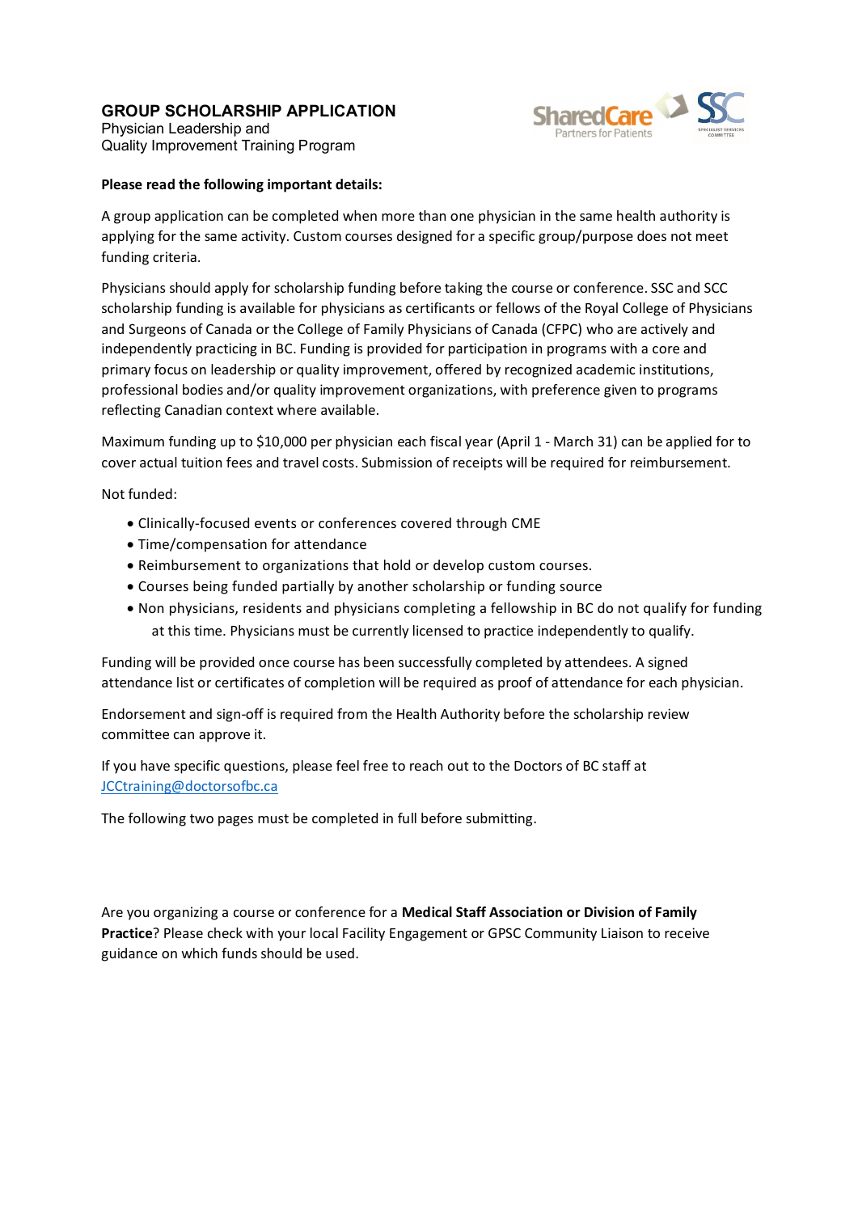# GROUP SCHOLARSHIP APPLICATION

Physician Leadership and
Quality Improvement Training Program

**Please read the following important details:**

A group application can be completed when more than one physician in the same health authority is applying for the same activity. Custom courses designed for a specific group/purpose does not meet funding criteria.

Physicians should apply for scholarship funding before taking the course or conference. SSC and SCC scholarship funding is available for physicians as certificants or fellows of the Royal College of Physicians and Surgeons of Canada or the College of Family Physicians of Canada (CFPC) who are actively and independently practicing in BC. Funding is provided for participation in programs with a core and primary focus on leadership or quality improvement, offered by recognized academic institutions, professional bodies and/or quality improvement organizations, with preference given to programs reflecting Canadian context where available.

Maximum funding up to $10,000 per physician each fiscal year (April 1 - March 31) can be applied for to cover actual tuition fees and travel costs. Submission of receipts will be required for reimbursement.

Not funded:

- Clinically-focused events or conferences covered through CME
- Time/compensation for attendance
- Reimbursement to organizations that hold or develop custom courses.
- Courses being funded partially by another scholarship or funding source
- Non physicians, residents and physicians completing a fellowship in BC do not qualify for funding at this time. Physicians must be currently licensed to practice independently to qualify.

Funding will be provided once course has been successfully completed by attendees. A signed attendance list or certificates of completion will be required as proof of attendance for each physician.

Endorsement and sign-off is required from the Health Authority before the scholarship review committee can approve it.

If you have specific questions, please feel free to reach out to the Doctors of BC staff at JCCtraining@doctorsofbc.ca

The following two pages must be completed in full before submitting.

Are you organizing a course or conference for a **Medical Staff Association or Division of Family Practice**? Please check with your local Facility Engagement or GPSC Community Liaison to receive guidance on which funds should be used.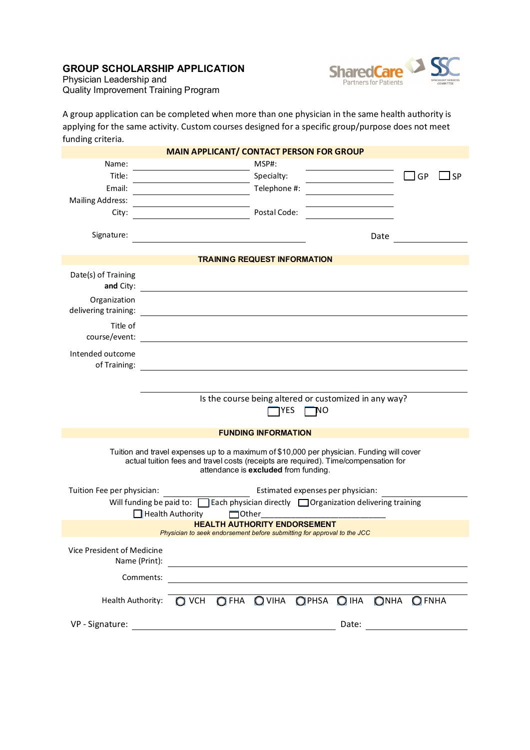# GROUP SCHOLARSHIP APPLICATION

Physician Leadership and
Quality Improvement Training Program

SharedCare Partners for Patients | SSC Specialist Services Committee

A group application can be completed when more than one physician in the same health authority is applying for the same activity. Custom courses designed for a specific group/purpose does not meet funding criteria.

## MAIN APPLICANT/ CONTACT PERSON FOR GROUP

Name: ______________________ MSP#: ______________________

Title: ______________________ Specialty: ______________________ ☐ GP ☐ SP

Email: ______________________ Telephone #: ______________________

Mailing Address: ______________________ ______________________

City: ______________________ Postal Code: ______________________

Signature: ______________________________ Date ______________

## TRAINING REQUEST INFORMATION

Date(s) of Training **and** City: ______________________________________________

Organization delivering training: ______________________________________________

Title of course/event: ______________________________________________

Intended outcome of Training: ______________________________________________

______________________________________________

Is the course being altered or customized in any way?

☐ YES ☐ NO

## FUNDING INFORMATION

Tuition and travel expenses up to a maximum of $10,000 per physician. Funding will cover actual tuition fees and travel costs (receipts are required). Time/compensation for attendance is **excluded** from funding.

Tuition Fee per physician: ______________ Estimated expenses per physician: ______________

Will funding be paid to: ☐ Each physician directly ☐ Organization delivering training ☐ Health Authority ☐ Other______________________

## HEALTH AUTHORITY ENDORSEMENT

*Physician to seek endorsement before submitting for approval to the JCC*

Vice President of Medicine Name (Print): ______________________________________________

Comments: ______________________________________________

______________________________________________

Health Authority: ◯ VCH ◯ FHA ◯ VIHA ◯ PHSA ◯ IHA ◯ NHA ◯ FNHA

VP - Signature: ______________________________ Date: ______________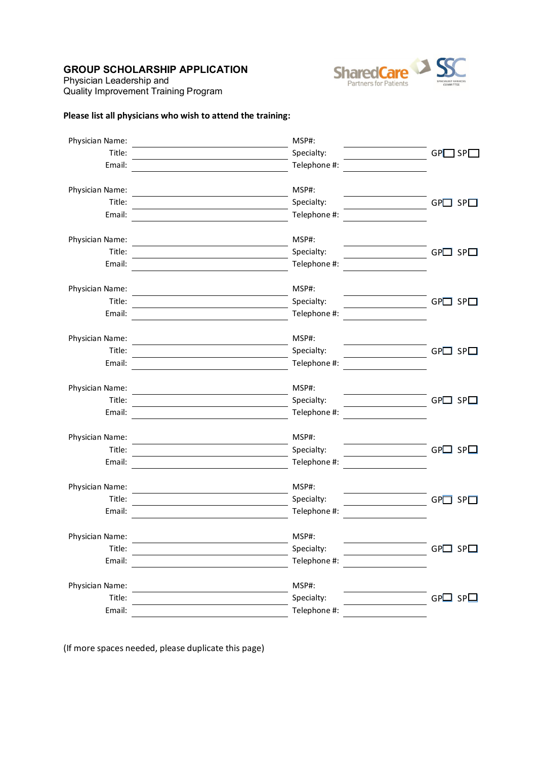**GROUP SCHOLARSHIP APPLICATION**
Physician Leadership and
Quality Improvement Training Program

**Please list all physicians who wish to attend the training:**

Physician Name: ____________________ MSP#: ____________________
Title: ____________________ Specialty: ____________________ GP☐ SP☐
Email: ____________________ Telephone #: ____________________

Physician Name: ____________________ MSP#: ____________________
Title: ____________________ Specialty: ____________________ GP☐ SP☐
Email: ____________________ Telephone #: ____________________

Physician Name: ____________________ MSP#: ____________________
Title: ____________________ Specialty: ____________________ GP☐ SP☐
Email: ____________________ Telephone #: ____________________

Physician Name: ____________________ MSP#: ____________________
Title: ____________________ Specialty: ____________________ GP☐ SP☐
Email: ____________________ Telephone #: ____________________

Physician Name: ____________________ MSP#: ____________________
Title: ____________________ Specialty: ____________________ GP☐ SP☐
Email: ____________________ Telephone #: ____________________

Physician Name: ____________________ MSP#: ____________________
Title: ____________________ Specialty: ____________________ GP☐ SP☐
Email: ____________________ Telephone #: ____________________

Physician Name: ____________________ MSP#: ____________________
Title: ____________________ Specialty: ____________________ GP☐ SP☐
Email: ____________________ Telephone #: ____________________

Physician Name: ____________________ MSP#: ____________________
Title: ____________________ Specialty: ____________________ GP☐ SP☐
Email: ____________________ Telephone #: ____________________

Physician Name: ____________________ MSP#: ____________________
Title: ____________________ Specialty: ____________________ GP☐ SP☐
Email: ____________________ Telephone #: ____________________

Physician Name: ____________________ MSP#: ____________________
Title: ____________________ Specialty: ____________________ GP☐ SP☐
Email: ____________________ Telephone #: ____________________

(If more spaces needed, please duplicate this page)